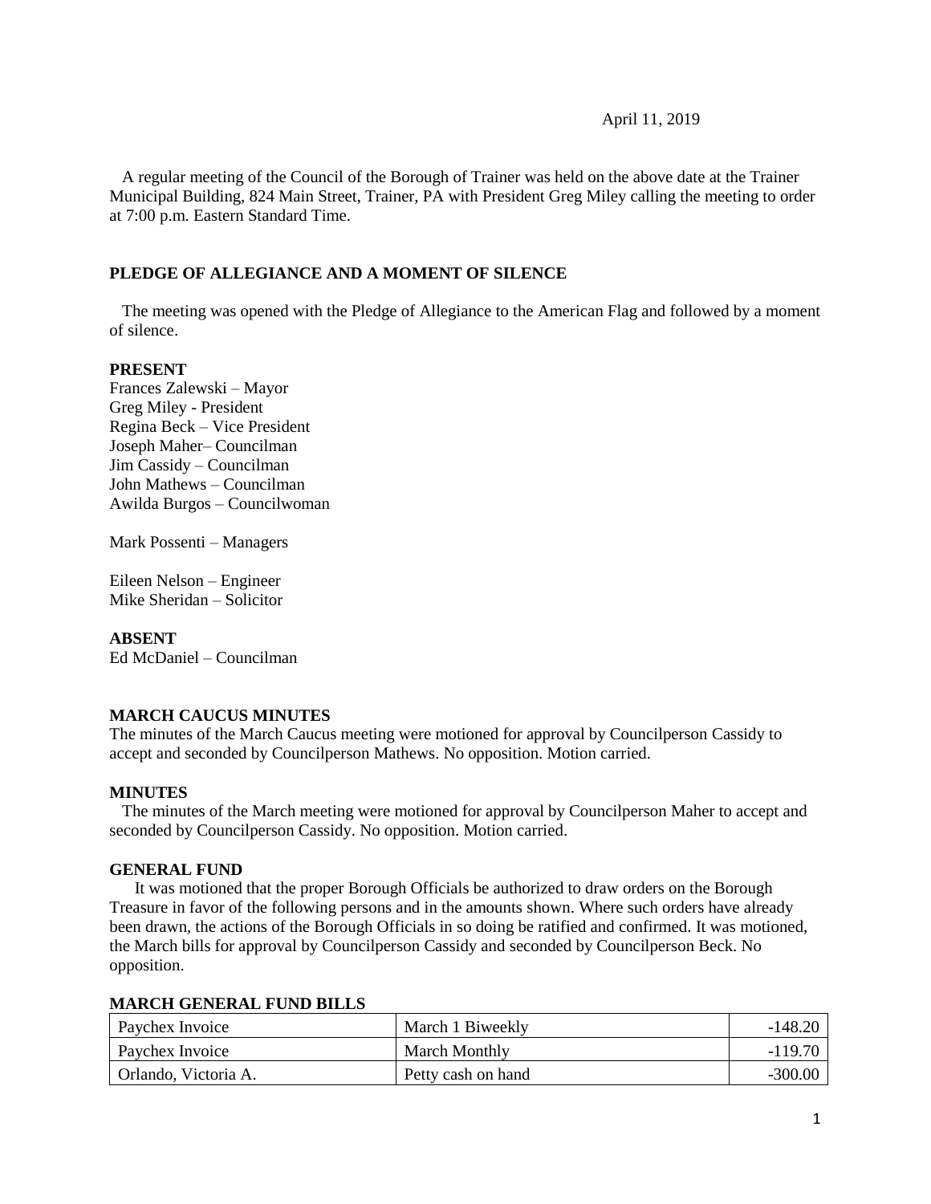April 11, 2019

A regular meeting of the Council of the Borough of Trainer was held on the above date at the Trainer Municipal Building, 824 Main Street, Trainer, PA with President Greg Miley calling the meeting to order at 7:00 p.m. Eastern Standard Time.

**PLEDGE OF ALLEGIANCE AND A MOMENT OF SILENCE**

The meeting was opened with the Pledge of Allegiance to the American Flag and followed by a moment of silence.

**PRESENT**

Frances Zalewski – Mayor
Greg Miley - President
Regina Beck – Vice President
Joseph Maher– Councilman
Jim Cassidy – Councilman
John Mathews – Councilman
Awilda Burgos – Councilwoman

Mark Possenti – Managers

Eileen Nelson – Engineer
Mike Sheridan – Solicitor

**ABSENT**

Ed McDaniel – Councilman

**MARCH CAUCUS MINUTES**

The minutes of the March Caucus meeting were motioned for approval by Councilperson Cassidy to accept and seconded by Councilperson Mathews. No opposition. Motion carried.

**MINUTES**

The minutes of the March meeting were motioned for approval by Councilperson Maher to accept and seconded by Councilperson Cassidy. No opposition. Motion carried.

**GENERAL FUND**

It was motioned that the proper Borough Officials be authorized to draw orders on the Borough Treasure in favor of the following persons and in the amounts shown. Where such orders have already been drawn, the actions of the Borough Officials in so doing be ratified and confirmed. It was motioned, the March bills for approval by Councilperson Cassidy and seconded by Councilperson Beck. No opposition.

**MARCH GENERAL FUND BILLS**

| | | |
|---|---|---:|
| Paychex Invoice | March 1 Biweekly | -148.20 |
| Paychex Invoice | March Monthly | -119.70 |
| Orlando, Victoria A. | Petty cash on hand | -300.00 |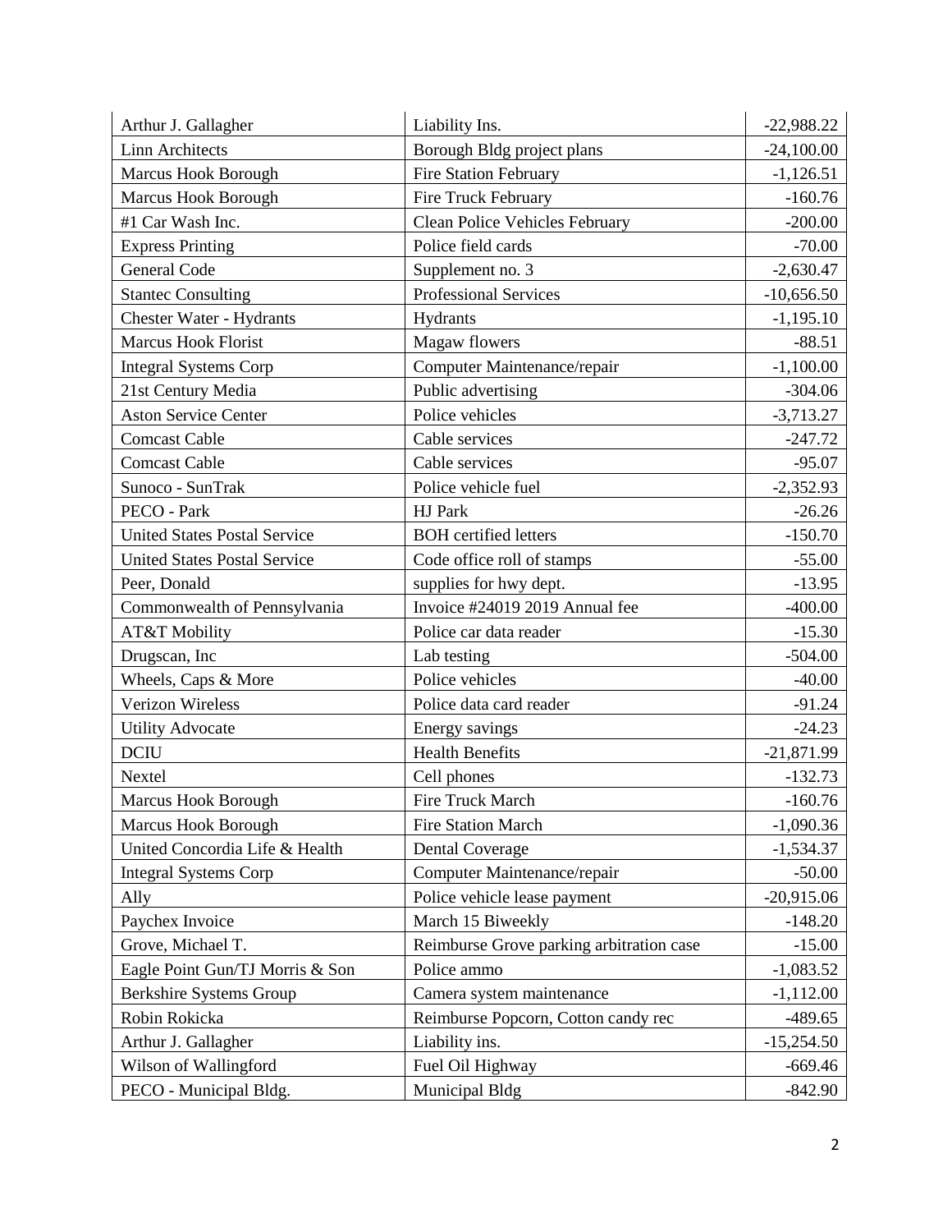| Arthur J. Gallagher | Liability Ins. | -22,988.22 |
|---|---|---|
| Linn Architects | Borough Bldg project plans | -24,100.00 |
| Marcus Hook Borough | Fire Station February | -1,126.51 |
| Marcus Hook Borough | Fire Truck February | -160.76 |
| #1 Car Wash Inc. | Clean Police Vehicles February | -200.00 |
| Express Printing | Police field cards | -70.00 |
| General Code | Supplement no. 3 | -2,630.47 |
| Stantec Consulting | Professional Services | -10,656.50 |
| Chester Water - Hydrants | Hydrants | -1,195.10 |
| Marcus Hook Florist | Magaw flowers | -88.51 |
| Integral Systems Corp | Computer Maintenance/repair | -1,100.00 |
| 21st Century Media | Public advertising | -304.06 |
| Aston Service Center | Police vehicles | -3,713.27 |
| Comcast Cable | Cable services | -247.72 |
| Comcast Cable | Cable services | -95.07 |
| Sunoco - SunTrak | Police vehicle fuel | -2,352.93 |
| PECO - Park | HJ Park | -26.26 |
| United States Postal Service | BOH certified letters | -150.70 |
| United States Postal Service | Code office roll of stamps | -55.00 |
| Peer, Donald | supplies for hwy dept. | -13.95 |
| Commonwealth of Pennsylvania | Invoice #24019 2019 Annual fee | -400.00 |
| AT&T Mobility | Police car data reader | -15.30 |
| Drugscan, Inc | Lab testing | -504.00 |
| Wheels, Caps & More | Police vehicles | -40.00 |
| Verizon Wireless | Police data card reader | -91.24 |
| Utility Advocate | Energy savings | -24.23 |
| DCIU | Health Benefits | -21,871.99 |
| Nextel | Cell phones | -132.73 |
| Marcus Hook Borough | Fire Truck March | -160.76 |
| Marcus Hook Borough | Fire Station March | -1,090.36 |
| United Concordia Life & Health | Dental Coverage | -1,534.37 |
| Integral Systems Corp | Computer Maintenance/repair | -50.00 |
| Ally | Police vehicle lease payment | -20,915.06 |
| Paychex Invoice | March 15 Biweekly | -148.20 |
| Grove, Michael T. | Reimburse Grove parking arbitration case | -15.00 |
| Eagle Point Gun/TJ Morris & Son | Police ammo | -1,083.52 |
| Berkshire Systems Group | Camera system maintenance | -1,112.00 |
| Robin Rokicka | Reimburse Popcorn, Cotton candy rec | -489.65 |
| Arthur J. Gallagher | Liability ins. | -15,254.50 |
| Wilson of Wallingford | Fuel Oil Highway | -669.46 |
| PECO - Municipal Bldg. | Municipal Bldg | -842.90 |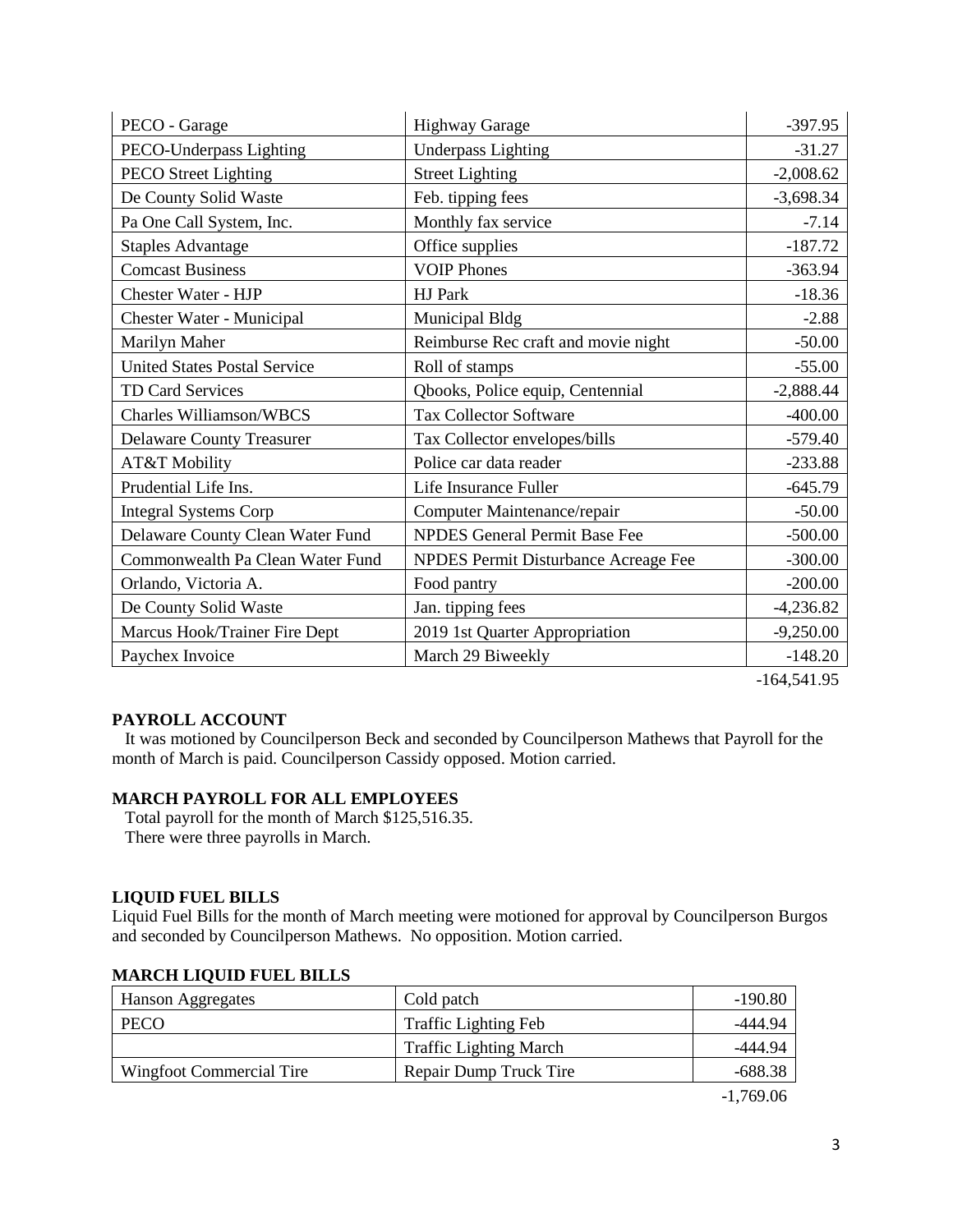| PECO - Garage | Highway Garage | -397.95 |
|---|---|---|
| PECO-Underpass Lighting | Underpass Lighting | -31.27 |
| PECO Street Lighting | Street Lighting | -2,008.62 |
| De County Solid Waste | Feb. tipping fees | -3,698.34 |
| Pa One Call System, Inc. | Monthly fax service | -7.14 |
| Staples Advantage | Office supplies | -187.72 |
| Comcast Business | VOIP Phones | -363.94 |
| Chester Water - HJP | HJ Park | -18.36 |
| Chester Water - Municipal | Municipal Bldg | -2.88 |
| Marilyn Maher | Reimburse Rec craft and movie night | -50.00 |
| United States Postal Service | Roll of stamps | -55.00 |
| TD Card Services | Qbooks, Police equip, Centennial | -2,888.44 |
| Charles Williamson/WBCS | Tax Collector Software | -400.00 |
| Delaware County Treasurer | Tax Collector envelopes/bills | -579.40 |
| AT&T Mobility | Police car data reader | -233.88 |
| Prudential Life Ins. | Life Insurance Fuller | -645.79 |
| Integral Systems Corp | Computer Maintenance/repair | -50.00 |
| Delaware County Clean Water Fund | NPDES General Permit Base Fee | -500.00 |
| Commonwealth Pa Clean Water Fund | NPDES Permit Disturbance Acreage Fee | -300.00 |
| Orlando, Victoria A. | Food pantry | -200.00 |
| De County Solid Waste | Jan. tipping fees | -4,236.82 |
| Marcus Hook/Trainer Fire Dept | 2019 1st Quarter Appropriation | -9,250.00 |
| Paychex Invoice | March 29 Biweekly | -148.20 |
| | | -164,541.95 |

**PAYROLL ACCOUNT**

It was motioned by Councilperson Beck and seconded by Councilperson Mathews that Payroll for the month of March is paid. Councilperson Cassidy opposed. Motion carried.

**MARCH PAYROLL FOR ALL EMPLOYEES**

Total payroll for the month of March $125,516.35.
There were three payrolls in March.

**LIQUID FUEL BILLS**

Liquid Fuel Bills for the month of March meeting were motioned for approval by Councilperson Burgos and seconded by Councilperson Mathews. No opposition. Motion carried.

**MARCH LIQUID FUEL BILLS**

| Hanson Aggregates | Cold patch | -190.80 |
|---|---|---|
| PECO | Traffic Lighting Feb | -444.94 |
| | Traffic Lighting March | -444.94 |
| Wingfoot Commercial Tire | Repair Dump Truck Tire | -688.38 |
| | | -1,769.06 |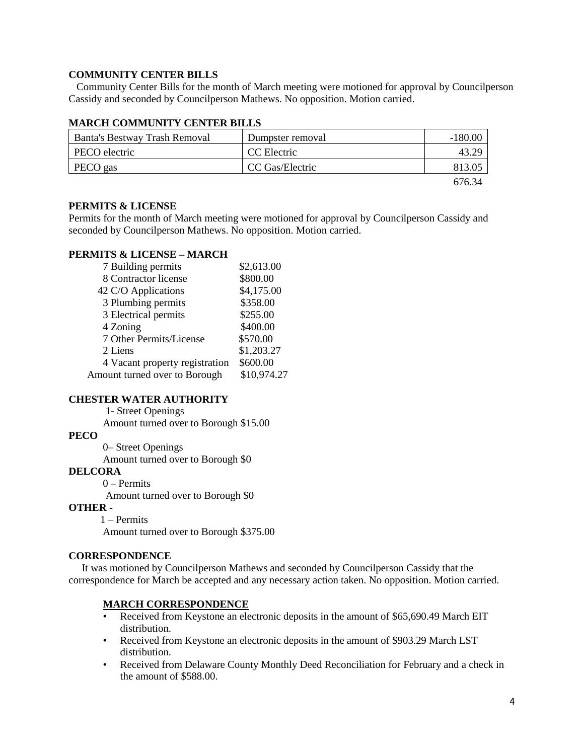**COMMUNITY CENTER BILLS**

Community Center Bills for the month of March meeting were motioned for approval by Councilperson Cassidy and seconded by Councilperson Mathews. No opposition. Motion carried.

**MARCH COMMUNITY CENTER BILLS**

| | | |
|---|---|---|
| Banta's Bestway Trash Removal | Dumpster removal | -180.00 |
| PECO electric | CC Electric | 43.29 |
| PECO gas | CC Gas/Electric | 813.05 |
| | | 676.34 |

**PERMITS & LICENSE**

Permits for the month of March meeting were motioned for approval by Councilperson Cassidy and seconded by Councilperson Mathews. No opposition. Motion carried.

**PERMITS & LICENSE – MARCH**

| | |
|---|---|
| 7 Building permits | $2,613.00 |
| 8 Contractor license | $800.00 |
| 42 C/O Applications | $4,175.00 |
| 3 Plumbing permits | $358.00 |
| 3 Electrical permits | $255.00 |
| 4 Zoning | $400.00 |
| 7 Other Permits/License | $570.00 |
| 2 Liens | $1,203.27 |
| 4 Vacant property registration | $600.00 |
| Amount turned over to Borough | $10,974.27 |

**CHESTER WATER AUTHORITY**

1- Street Openings

Amount turned over to Borough $15.00

**PECO**

0– Street Openings

Amount turned over to Borough $0

**DELCORA**

0 – Permits

Amount turned over to Borough $0

**OTHER -**

1 – Permits

Amount turned over to Borough $375.00

**CORRESPONDENCE**

It was motioned by Councilperson Mathews and seconded by Councilperson Cassidy that the correspondence for March be accepted and any necessary action taken. No opposition. Motion carried.

**MARCH CORRESPONDENCE**

- Received from Keystone an electronic deposits in the amount of $65,690.49 March EIT distribution.
- Received from Keystone an electronic deposits in the amount of $903.29 March LST distribution.
- Received from Delaware County Monthly Deed Reconciliation for February and a check in the amount of $588.00.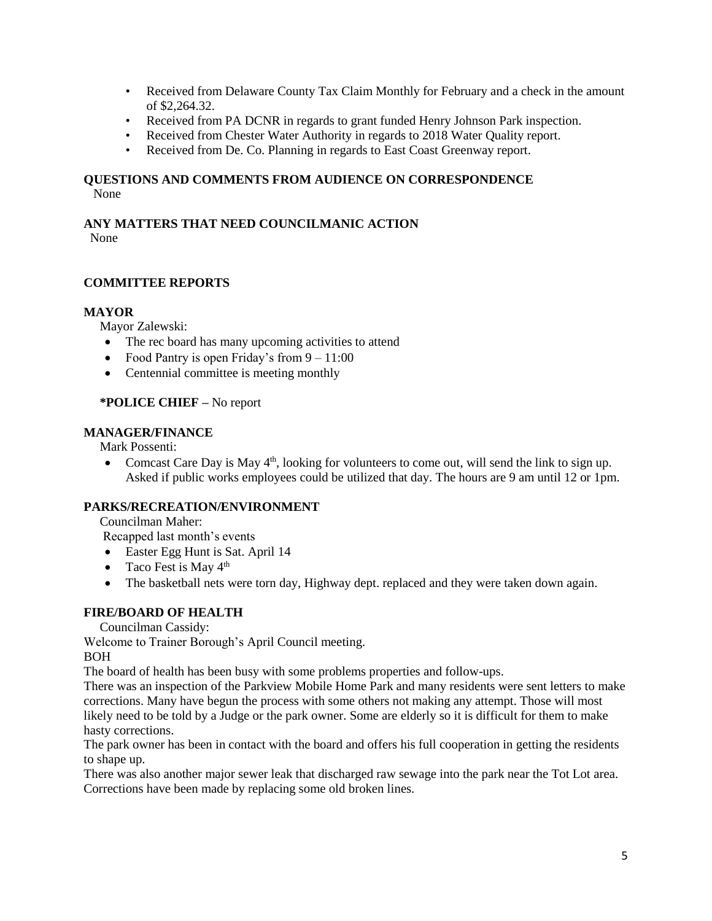- Received from Delaware County Tax Claim Monthly for February and a check in the amount of $2,264.32.
- Received from PA DCNR in regards to grant funded Henry Johnson Park inspection.
- Received from Chester Water Authority in regards to 2018 Water Quality report.
- Received from De. Co. Planning in regards to East Coast Greenway report.

**QUESTIONS AND COMMENTS FROM AUDIENCE ON CORRESPONDENCE**

None

**ANY MATTERS THAT NEED COUNCILMANIC ACTION**

None

**COMMITTEE REPORTS**

**MAYOR**

Mayor Zalewski:

- The rec board has many upcoming activities to attend
- Food Pantry is open Friday's from 9 – 11:00
- Centennial committee is meeting monthly

***POLICE CHIEF –** No report

**MANAGER/FINANCE**

Mark Possenti:

- Comcast Care Day is May 4th, looking for volunteers to come out, will send the link to sign up. Asked if public works employees could be utilized that day. The hours are 9 am until 12 or 1pm.

**PARKS/RECREATION/ENVIRONMENT**

Councilman Maher:

Recapped last month's events

- Easter Egg Hunt is Sat. April 14
- Taco Fest is May 4th
- The basketball nets were torn day, Highway dept. replaced and they were taken down again.

**FIRE/BOARD OF HEALTH**

Councilman Cassidy:

Welcome to Trainer Borough's April Council meeting.

BOH

The board of health has been busy with some problems properties and follow-ups.

There was an inspection of the Parkview Mobile Home Park and many residents were sent letters to make corrections. Many have begun the process with some others not making any attempt. Those will most likely need to be told by a Judge or the park owner. Some are elderly so it is difficult for them to make hasty corrections.

The park owner has been in contact with the board and offers his full cooperation in getting the residents to shape up.

There was also another major sewer leak that discharged raw sewage into the park near the Tot Lot area. Corrections have been made by replacing some old broken lines.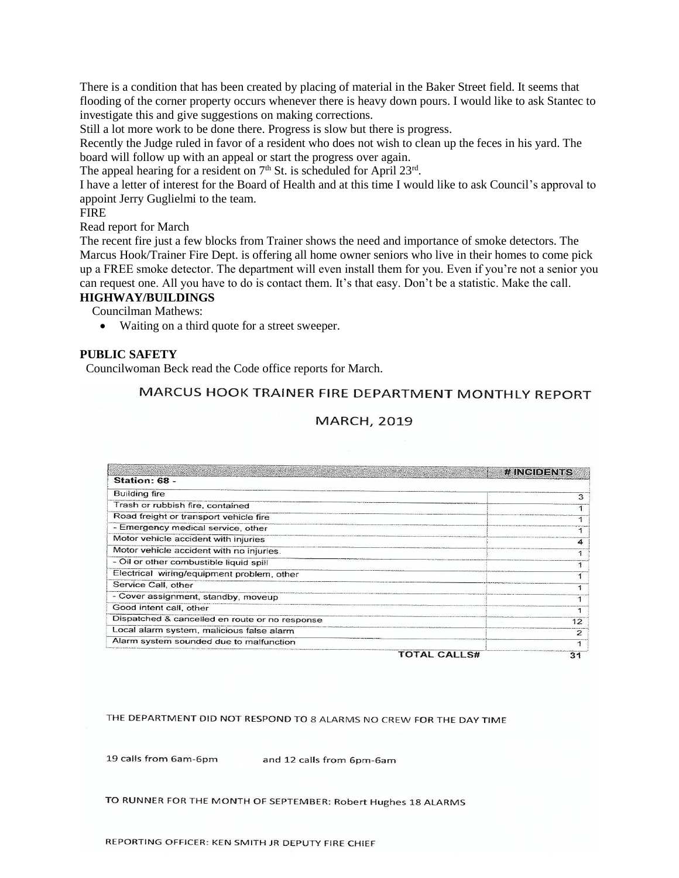There is a condition that has been created by placing of material in the Baker Street field. It seems that flooding of the corner property occurs whenever there is heavy down pours. I would like to ask Stantec to investigate this and give suggestions on making corrections.
Still a lot more work to be done there. Progress is slow but there is progress.
Recently the Judge ruled in favor of a resident who does not wish to clean up the feces in his yard. The board will follow up with an appeal or start the progress over again.
The appeal hearing for a resident on 7th St. is scheduled for April 23rd.
I have a letter of interest for the Board of Health and at this time I would like to ask Council's approval to appoint Jerry Guglielmi to the team.
FIRE
Read report for March
The recent fire just a few blocks from Trainer shows the need and importance of smoke detectors. The Marcus Hook/Trainer Fire Dept. is offering all home owner seniors who live in their homes to come pick up a FREE smoke detector. The department will even install them for you. Even if you're not a senior you can request one. All you have to do is contact them. It's that easy. Don't be a statistic. Make the call.

**HIGHWAY/BUILDINGS**

Councilman Mathews:

- Waiting on a third quote for a street sweeper.

**PUBLIC SAFETY**

Councilwoman Beck read the Code office reports for March.

MARCUS HOOK TRAINER FIRE DEPARTMENT MONTHLY REPORT

MARCH, 2019

| Station: 68 - | # INCIDENTS |
|---|---|
| Building fire | 3 |
| Trash or rubbish fire, contained | 1 |
| Road freight or transport vehicle fire | 1 |
| - Emergency medical service, other | 1 |
| Motor vehicle accident with injuries | 4 |
| Motor vehicle accident with no injuries. | 1 |
| - Oil or other combustible liquid spill | 1 |
| Electrical wiring/equipment problem, other | 1 |
| Service Call, other | 1 |
| - Cover assignment, standby, moveup | 1 |
| Good intent call, other | 1 |
| Dispatched & cancelled en route or no response | 12 |
| Local alarm system, malicious false alarm | 2 |
| Alarm system sounded due to malfunction | 1 |
| TOTAL CALLS# | 31 |

THE DEPARTMENT DID NOT RESPOND TO 8 ALARMS NO CREW FOR THE DAY TIME

19 calls from 6am-6pm and 12 calls from 6pm-6am

TO RUNNER FOR THE MONTH OF SEPTEMBER: Robert Hughes 18 ALARMS

REPORTING OFFICER: KEN SMITH JR DEPUTY FIRE CHIEF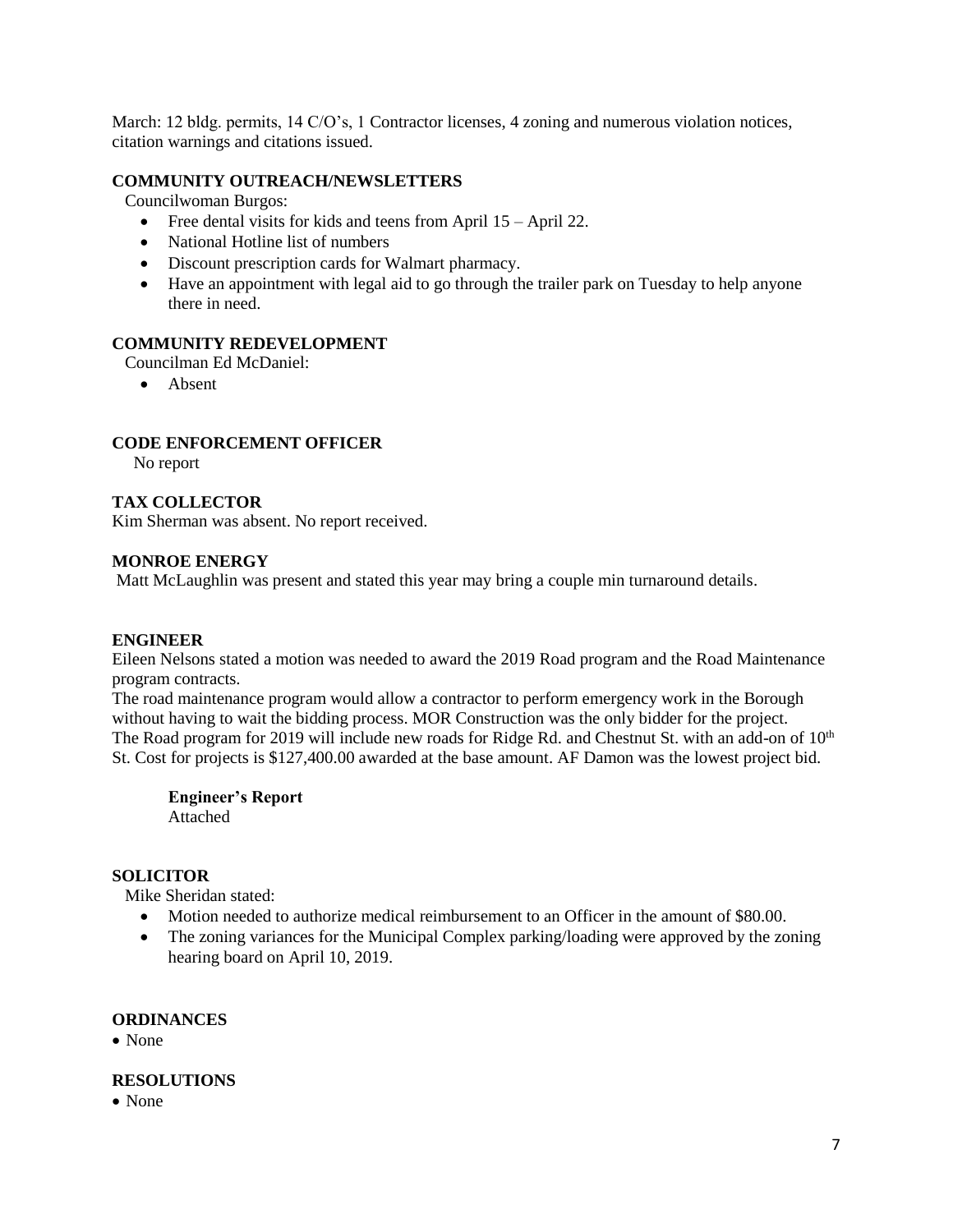March: 12 bldg. permits, 14 C/O's, 1 Contractor licenses, 4 zoning and numerous violation notices, citation warnings and citations issued.

**COMMUNITY OUTREACH/NEWSLETTERS**

Councilwoman Burgos:

- Free dental visits for kids and teens from April 15 – April 22.
- National Hotline list of numbers
- Discount prescription cards for Walmart pharmacy.
- Have an appointment with legal aid to go through the trailer park on Tuesday to help anyone there in need.

**COMMUNITY REDEVELOPMENT**

Councilman Ed McDaniel:

- Absent

**CODE ENFORCEMENT OFFICER**

No report

**TAX COLLECTOR**

Kim Sherman was absent. No report received.

**MONROE ENERGY**

Matt McLaughlin was present and stated this year may bring a couple min turnaround details.

**ENGINEER**

Eileen Nelsons stated a motion was needed to award the 2019 Road program and the Road Maintenance program contracts.

The road maintenance program would allow a contractor to perform emergency work in the Borough without having to wait the bidding process. MOR Construction was the only bidder for the project.

The Road program for 2019 will include new roads for Ridge Rd. and Chestnut St. with an add-on of 10th St. Cost for projects is $127,400.00 awarded at the base amount. AF Damon was the lowest project bid.

**Engineer's Report**

Attached

**SOLICITOR**

Mike Sheridan stated:

- Motion needed to authorize medical reimbursement to an Officer in the amount of $80.00.
- The zoning variances for the Municipal Complex parking/loading were approved by the zoning hearing board on April 10, 2019.

**ORDINANCES**

- None

**RESOLUTIONS**

- None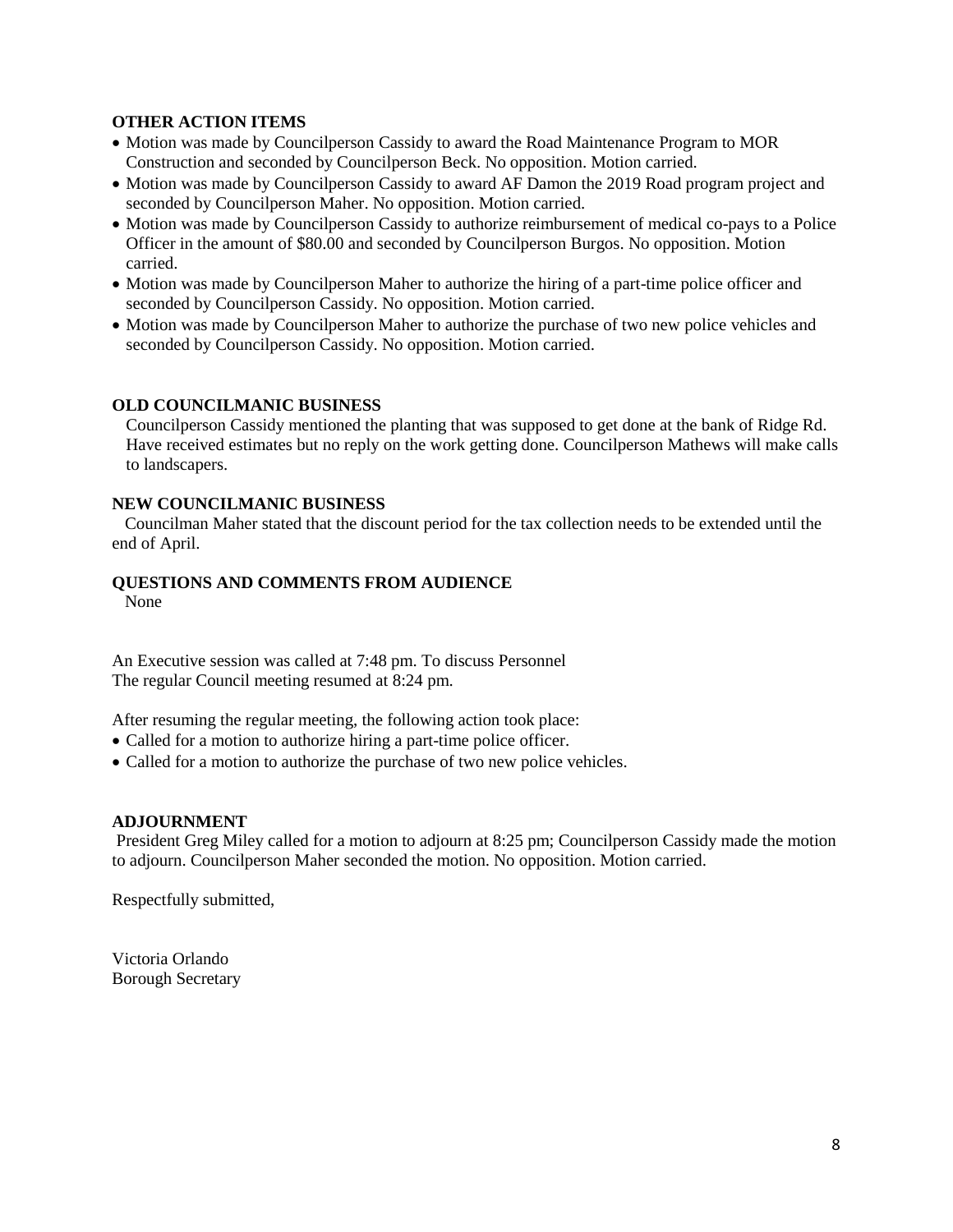**OTHER ACTION ITEMS**

- Motion was made by Councilperson Cassidy to award the Road Maintenance Program to MOR Construction and seconded by Councilperson Beck. No opposition. Motion carried.
- Motion was made by Councilperson Cassidy to award AF Damon the 2019 Road program project and seconded by Councilperson Maher. No opposition. Motion carried.
- Motion was made by Councilperson Cassidy to authorize reimbursement of medical co-pays to a Police Officer in the amount of $80.00 and seconded by Councilperson Burgos. No opposition. Motion carried.
- Motion was made by Councilperson Maher to authorize the hiring of a part-time police officer and seconded by Councilperson Cassidy. No opposition. Motion carried.
- Motion was made by Councilperson Maher to authorize the purchase of two new police vehicles and seconded by Councilperson Cassidy. No opposition. Motion carried.

**OLD COUNCILMANIC BUSINESS**

Councilperson Cassidy mentioned the planting that was supposed to get done at the bank of Ridge Rd. Have received estimates but no reply on the work getting done. Councilperson Mathews will make calls to landscapers.

**NEW COUNCILMANIC BUSINESS**

Councilman Maher stated that the discount period for the tax collection needs to be extended until the end of April.

**QUESTIONS AND COMMENTS FROM AUDIENCE**

None

An Executive session was called at 7:48 pm. To discuss Personnel
The regular Council meeting resumed at 8:24 pm.

After resuming the regular meeting, the following action took place:

- Called for a motion to authorize hiring a part-time police officer.
- Called for a motion to authorize the purchase of two new police vehicles.

**ADJOURNMENT**

President Greg Miley called for a motion to adjourn at 8:25 pm; Councilperson Cassidy made the motion to adjourn. Councilperson Maher seconded the motion. No opposition. Motion carried.

Respectfully submitted,

Victoria Orlando
Borough Secretary